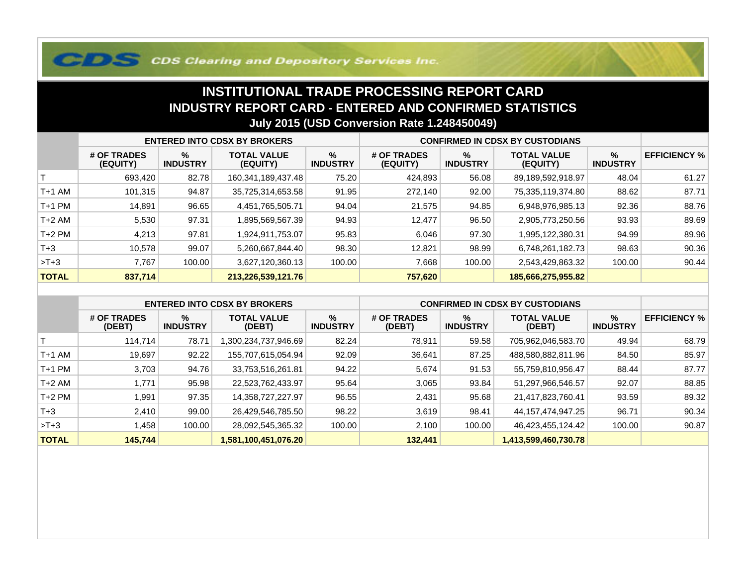CDS Clearing and Depository Services Inc.

# INSTITUTIONAL TRADE PROCESSING REPORT CARD

## INDUSTRY REPORT CARD - ENTERED AND CONFIRMED STATISTICS

### July 2015 (USD Conversion Rate 1.248450049)

| | ENTERED INTO CDSX BY BROKERS | | | | CONFIRMED IN CDSX BY CUSTODIANS | | | | |
|---|---|---|---|---|---|---|---|---|---|
| | # OF TRADES (EQUITY) | % INDUSTRY | TOTAL VALUE (EQUITY) | % INDUSTRY | # OF TRADES (EQUITY) | % INDUSTRY | TOTAL VALUE (EQUITY) | % INDUSTRY | EFFICIENCY % |
| T | 693,420 | 82.78 | 160,341,189,437.48 | 75.20 | 424,893 | 56.08 | 89,189,592,918.97 | 48.04 | 61.27 |
| T+1 AM | 101,315 | 94.87 | 35,725,314,653.58 | 91.95 | 272,140 | 92.00 | 75,335,119,374.80 | 88.62 | 87.71 |
| T+1 PM | 14,891 | 96.65 | 4,451,765,505.71 | 94.04 | 21,575 | 94.85 | 6,948,976,985.13 | 92.36 | 88.76 |
| T+2 AM | 5,530 | 97.31 | 1,895,569,567.39 | 94.93 | 12,477 | 96.50 | 2,905,773,250.56 | 93.93 | 89.69 |
| T+2 PM | 4,213 | 97.81 | 1,924,911,753.07 | 95.83 | 6,046 | 97.30 | 1,995,122,380.31 | 94.99 | 89.96 |
| T+3 | 10,578 | 99.07 | 5,260,667,844.40 | 98.30 | 12,821 | 98.99 | 6,748,261,182.73 | 98.63 | 90.36 |
| >T+3 | 7,767 | 100.00 | 3,627,120,360.13 | 100.00 | 7,668 | 100.00 | 2,543,429,863.32 | 100.00 | 90.44 |
| **TOTAL** | **837,714** | | **213,226,539,121.76** | | **757,620** | | **185,666,275,955.82** | | |

| | ENTERED INTO CDSX BY BROKERS | | | | CONFIRMED IN CDSX BY CUSTODIANS | | | | |
|---|---|---|---|---|---|---|---|---|---|
| | # OF TRADES (DEBT) | % INDUSTRY | TOTAL VALUE (DEBT) | % INDUSTRY | # OF TRADES (DEBT) | % INDUSTRY | TOTAL VALUE (DEBT) | % INDUSTRY | EFFICIENCY % |
| T | 114,714 | 78.71 | 1,300,234,737,946.69 | 82.24 | 78,911 | 59.58 | 705,962,046,583.70 | 49.94 | 68.79 |
| T+1 AM | 19,697 | 92.22 | 155,707,615,054.94 | 92.09 | 36,641 | 87.25 | 488,580,882,811.96 | 84.50 | 85.97 |
| T+1 PM | 3,703 | 94.76 | 33,753,516,261.81 | 94.22 | 5,674 | 91.53 | 55,759,810,956.47 | 88.44 | 87.77 |
| T+2 AM | 1,771 | 95.98 | 22,523,762,433.97 | 95.64 | 3,065 | 93.84 | 51,297,966,546.57 | 92.07 | 88.85 |
| T+2 PM | 1,991 | 97.35 | 14,358,727,227.97 | 96.55 | 2,431 | 95.68 | 21,417,823,760.41 | 93.59 | 89.32 |
| T+3 | 2,410 | 99.00 | 26,429,546,785.50 | 98.22 | 3,619 | 98.41 | 44,157,474,947.25 | 96.71 | 90.34 |
| >T+3 | 1,458 | 100.00 | 28,092,545,365.32 | 100.00 | 2,100 | 100.00 | 46,423,455,124.42 | 100.00 | 90.87 |
| **TOTAL** | **145,744** | | **1,581,100,451,076.20** | | **132,441** | | **1,413,599,460,730.78** | | |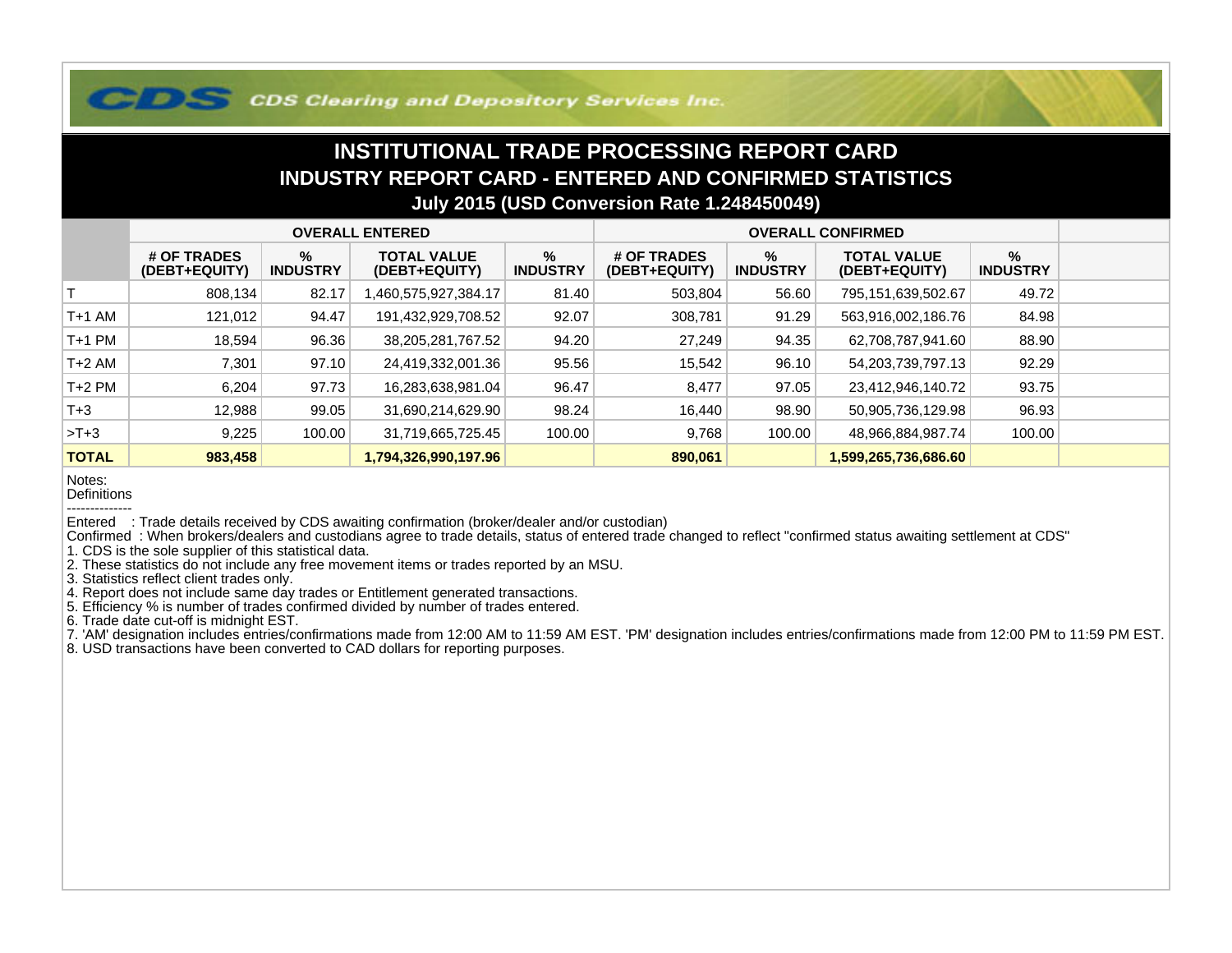CDS Clearing and Depository Services Inc.

# INSTITUTIONAL TRADE PROCESSING REPORT CARD

## INDUSTRY REPORT CARD - ENTERED AND CONFIRMED STATISTICS

### July 2015 (USD Conversion Rate 1.248450049)

| | OVERALL ENTERED | | | | OVERALL CONFIRMED | | | | |
|---|---|---|---|---|---|---|---|---|---|
| | # OF TRADES (DEBT+EQUITY) | % INDUSTRY | TOTAL VALUE (DEBT+EQUITY) | % INDUSTRY | # OF TRADES (DEBT+EQUITY) | % INDUSTRY | TOTAL VALUE (DEBT+EQUITY) | % INDUSTRY | |
| T | 808,134 | 82.17 | 1,460,575,927,384.17 | 81.40 | 503,804 | 56.60 | 795,151,639,502.67 | 49.72 | |
| T+1 AM | 121,012 | 94.47 | 191,432,929,708.52 | 92.07 | 308,781 | 91.29 | 563,916,002,186.76 | 84.98 | |
| T+1 PM | 18,594 | 96.36 | 38,205,281,767.52 | 94.20 | 27,249 | 94.35 | 62,708,787,941.60 | 88.90 | |
| T+2 AM | 7,301 | 97.10 | 24,419,332,001.36 | 95.56 | 15,542 | 96.10 | 54,203,739,797.13 | 92.29 | |
| T+2 PM | 6,204 | 97.73 | 16,283,638,981.04 | 96.47 | 8,477 | 97.05 | 23,412,946,140.72 | 93.75 | |
| T+3 | 12,988 | 99.05 | 31,690,214,629.90 | 98.24 | 16,440 | 98.90 | 50,905,736,129.98 | 96.93 | |
| >T+3 | 9,225 | 100.00 | 31,719,665,725.45 | 100.00 | 9,768 | 100.00 | 48,966,884,987.74 | 100.00 | |
| **TOTAL** | **983,458** | | **1,794,326,990,197.96** | | **890,061** | | **1,599,265,736,686.60** | | |

Notes:
Definitions
--------------
Entered : Trade details received by CDS awaiting confirmation (broker/dealer and/or custodian)
Confirmed : When brokers/dealers and custodians agree to trade details, status of entered trade changed to reflect "confirmed status awaiting settlement at CDS"

1. CDS is the sole supplier of this statistical data.
2. These statistics do not include any free movement items or trades reported by an MSU.
3. Statistics reflect client trades only.
4. Report does not include same day trades or Entitlement generated transactions.
5. Efficiency % is number of trades confirmed divided by number of trades entered.
6. Trade date cut-off is midnight EST.
7. 'AM' designation includes entries/confirmations made from 12:00 AM to 11:59 AM EST. 'PM' designation includes entries/confirmations made from 12:00 PM to 11:59 PM EST.
8. USD transactions have been converted to CAD dollars for reporting purposes.